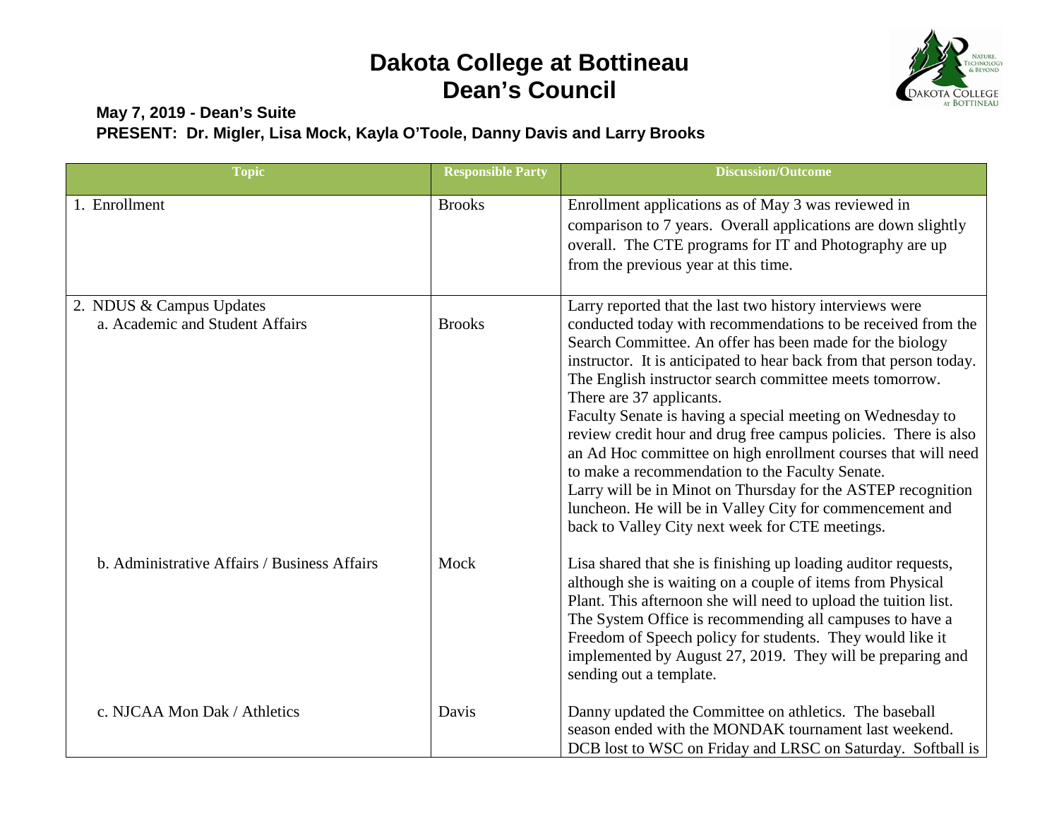# Dakota College at Bottineau
# Dean's Council

**May 7, 2019 - Dean's Suite**
**PRESENT: Dr. Migler, Lisa Mock, Kayla O'Toole, Danny Davis and Larry Brooks**

| Topic | Responsible Party | Discussion/Outcome |
|---|---|---|
| 1. Enrollment | Brooks | Enrollment applications as of May 3 was reviewed in comparison to 7 years. Overall applications are down slightly overall. The CTE programs for IT and Photography are up from the previous year at this time. |
| 2. NDUS & Campus Updates<br>a. Academic and Student Affairs | Brooks | Larry reported that the last two history interviews were conducted today with recommendations to be received from the Search Committee. An offer has been made for the biology instructor. It is anticipated to hear back from that person today. The English instructor search committee meets tomorrow. There are 37 applicants.<br>Faculty Senate is having a special meeting on Wednesday to review credit hour and drug free campus policies. There is also an Ad Hoc committee on high enrollment courses that will need to make a recommendation to the Faculty Senate.<br>Larry will be in Minot on Thursday for the ASTEP recognition luncheon. He will be in Valley City for commencement and back to Valley City next week for CTE meetings. |
| b. Administrative Affairs / Business Affairs | Mock | Lisa shared that she is finishing up loading auditor requests, although she is waiting on a couple of items from Physical Plant. This afternoon she will need to upload the tuition list. The System Office is recommending all campuses to have a Freedom of Speech policy for students. They would like it implemented by August 27, 2019. They will be preparing and sending out a template. |
| c. NJCAA Mon Dak / Athletics | Davis | Danny updated the Committee on athletics. The baseball season ended with the MONDAK tournament last weekend. DCB lost to WSC on Friday and LRSC on Saturday. Softball is |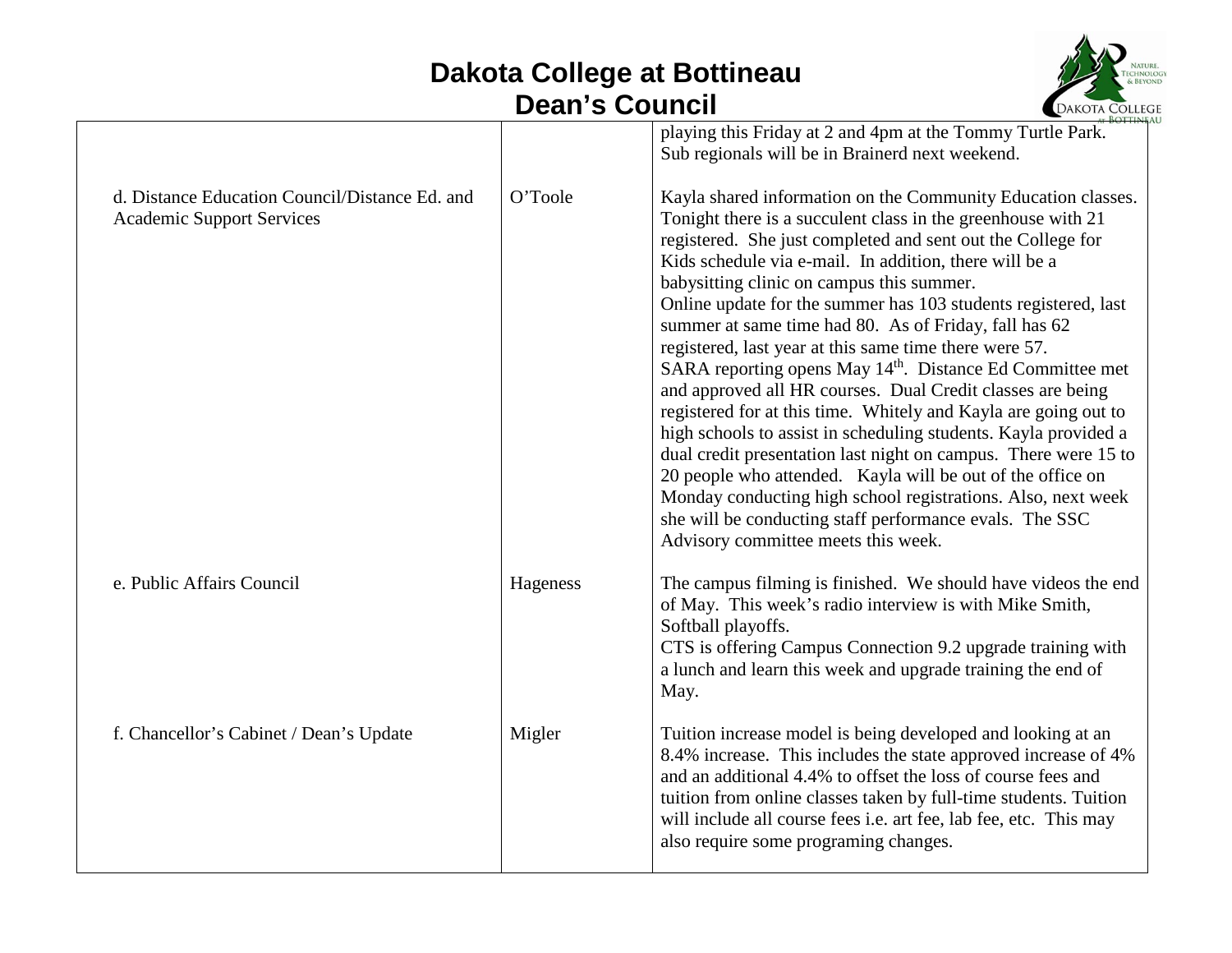# Dakota College at Bottineau
## Dean's Council

| | | |
|---|---|---|
| | | playing this Friday at 2 and 4pm at the Tommy Turtle Park. Sub regionals will be in Brainerd next weekend. |
| d. Distance Education Council/Distance Ed. and Academic Support Services | O'Toole | Kayla shared information on the Community Education classes. Tonight there is a succulent class in the greenhouse with 21 registered. She just completed and sent out the College for Kids schedule via e-mail. In addition, there will be a babysitting clinic on campus this summer.<br>Online update for the summer has 103 students registered, last summer at same time had 80. As of Friday, fall has 62 registered, last year at this same time there were 57.<br>SARA reporting opens May 14th. Distance Ed Committee met and approved all HR courses. Dual Credit classes are being registered for at this time. Whitely and Kayla are going out to high schools to assist in scheduling students. Kayla provided a dual credit presentation last night on campus. There were 15 to 20 people who attended. Kayla will be out of the office on Monday conducting high school registrations. Also, next week she will be conducting staff performance evals. The SSC Advisory committee meets this week. |
| e. Public Affairs Council | Hageness | The campus filming is finished. We should have videos the end of May. This week's radio interview is with Mike Smith, Softball playoffs.<br>CTS is offering Campus Connection 9.2 upgrade training with a lunch and learn this week and upgrade training the end of May. |
| f. Chancellor's Cabinet / Dean's Update | Migler | Tuition increase model is being developed and looking at an 8.4% increase. This includes the state approved increase of 4% and an additional 4.4% to offset the loss of course fees and tuition from online classes taken by full-time students. Tuition will include all course fees i.e. art fee, lab fee, etc. This may also require some programing changes. |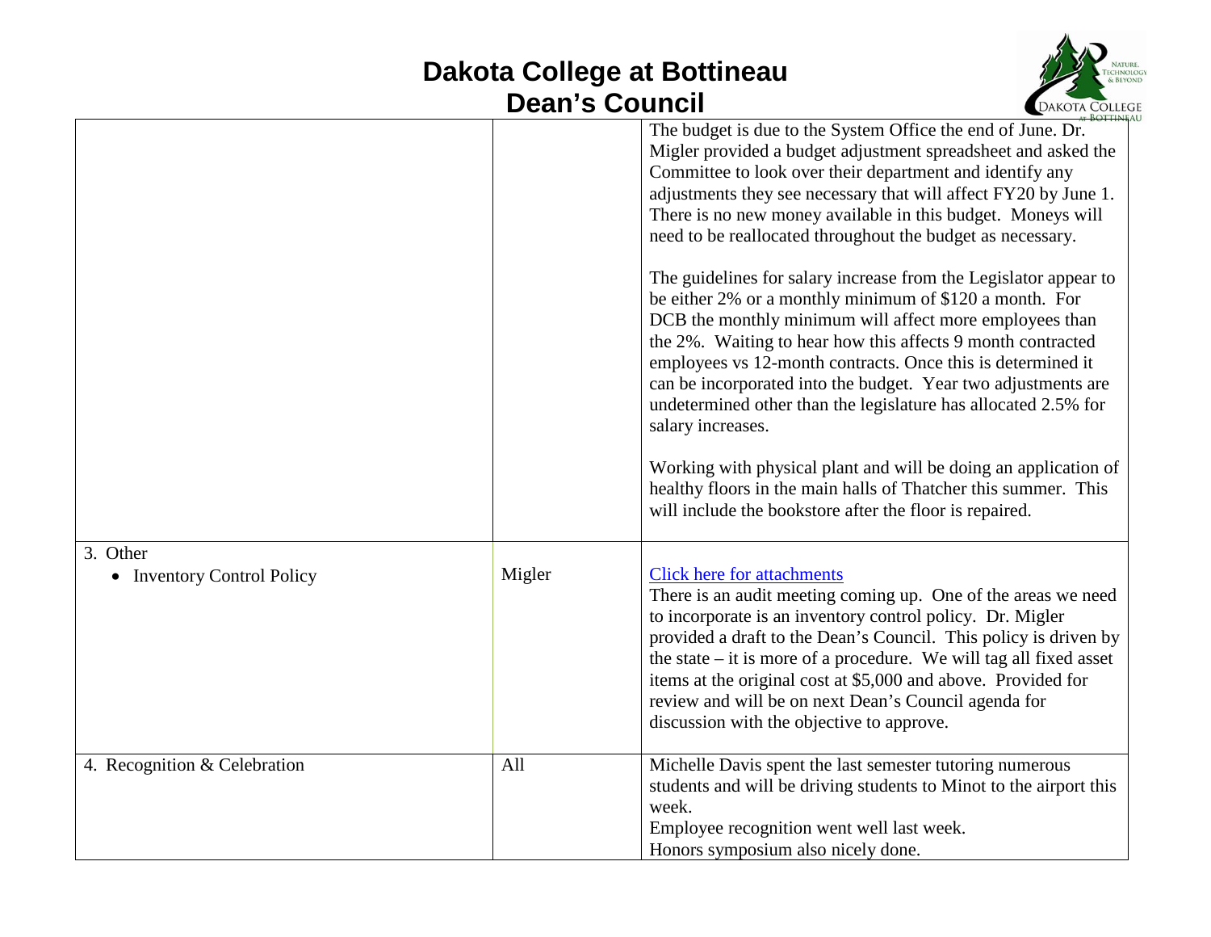| | | |
|---|---|---|
| | | The budget is due to the System Office the end of June. Dr. Migler provided a budget adjustment spreadsheet and asked the Committee to look over their department and identify any adjustments they see necessary that will affect FY20 by June 1. There is no new money available in this budget. Moneys will need to be reallocated throughout the budget as necessary.<br><br>The guidelines for salary increase from the Legislator appear to be either 2% or a monthly minimum of $120 a month. For DCB the monthly minimum will affect more employees than the 2%. Waiting to hear how this affects 9 month contracted employees vs 12-month contracts. Once this is determined it can be incorporated into the budget. Year two adjustments are undetermined other than the legislature has allocated 2.5% for salary increases.<br><br>Working with physical plant and will be doing an application of healthy floors in the main halls of Thatcher this summer. This will include the bookstore after the floor is repaired. |
| 3. Other<br>• Inventory Control Policy | Migler | Click here for attachments<br>There is an audit meeting coming up. One of the areas we need to incorporate is an inventory control policy. Dr. Migler provided a draft to the Dean's Council. This policy is driven by the state – it is more of a procedure. We will tag all fixed asset items at the original cost at $5,000 and above. Provided for review and will be on next Dean's Council agenda for discussion with the objective to approve. |
| 4. Recognition & Celebration | All | Michelle Davis spent the last semester tutoring numerous students and will be driving students to Minot to the airport this week.<br>Employee recognition went well last week.<br>Honors symposium also nicely done. |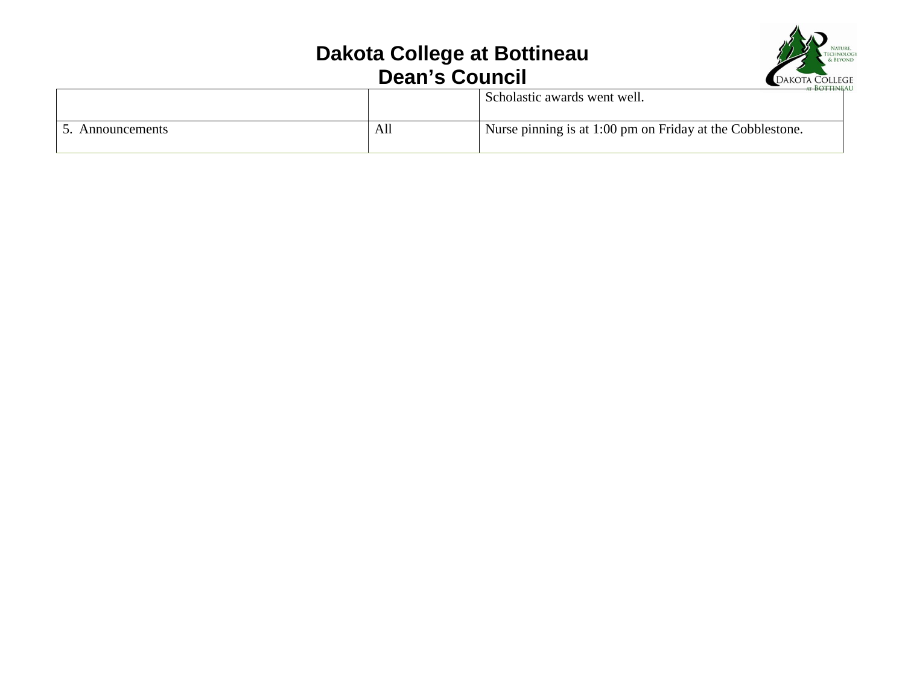# Dakota College at Bottineau
## Dean's Council

| | | |
|---|---|---|
| | | Scholastic awards went well. |
| 5. Announcements | All | Nurse pinning is at 1:00 pm on Friday at the Cobblestone. |